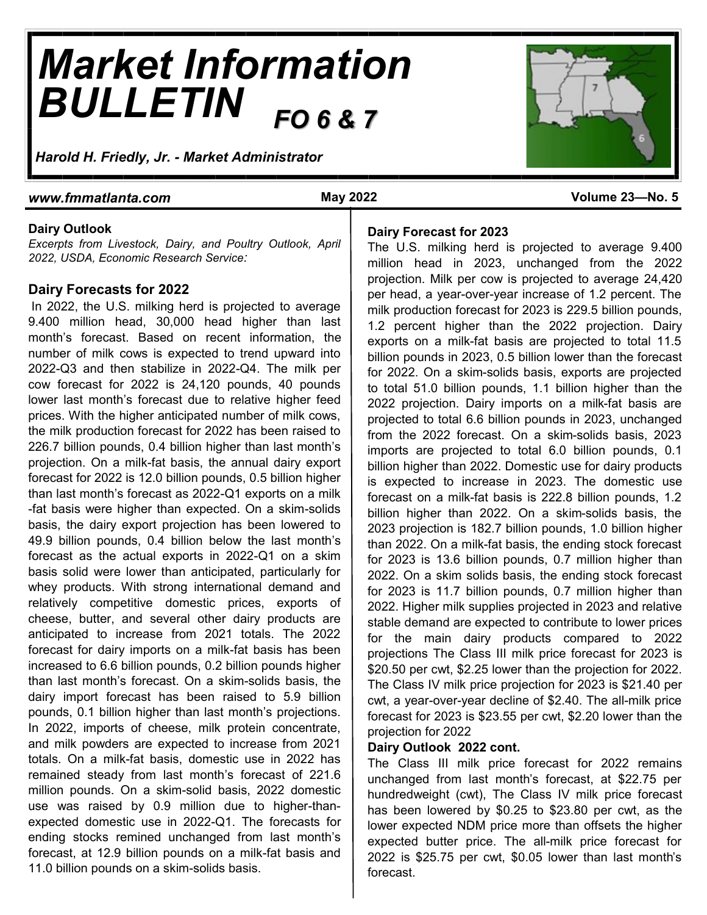# *Market Information BULLETIN* *FO 6 & 7*

*Harold H. Friedly, Jr. - Market Administrator*

***www.fmmatlanta.com*** **May 2022** **Volume 23—No. 5**

## Dairy Outlook

*Excerpts from Livestock, Dairy, and Poultry Outlook, April 2022, USDA, Economic Research Service:*

### Dairy Forecasts for 2022

In 2022, the U.S. milking herd is projected to average 9.400 million head, 30,000 head higher than last month's forecast. Based on recent information, the number of milk cows is expected to trend upward into 2022-Q3 and then stabilize in 2022-Q4. The milk per cow forecast for 2022 is 24,120 pounds, 40 pounds lower last month's forecast due to relative higher feed prices. With the higher anticipated number of milk cows, the milk production forecast for 2022 has been raised to 226.7 billion pounds, 0.4 billion higher than last month's projection. On a milk-fat basis, the annual dairy export forecast for 2022 is 12.0 billion pounds, 0.5 billion higher than last month's forecast as 2022-Q1 exports on a milk-fat basis were higher than expected. On a skim-solids basis, the dairy export projection has been lowered to 49.9 billion pounds, 0.4 billion below the last month's forecast as the actual exports in 2022-Q1 on a skim basis solid were lower than anticipated, particularly for whey products. With strong international demand and relatively competitive domestic prices, exports of cheese, butter, and several other dairy products are anticipated to increase from 2021 totals. The 2022 forecast for dairy imports on a milk-fat basis has been increased to 6.6 billion pounds, 0.2 billion pounds higher than last month's forecast. On a skim-solids basis, the dairy import forecast has been raised to 5.9 billion pounds, 0.1 billion higher than last month's projections. In 2022, imports of cheese, milk protein concentrate, and milk powders are expected to increase from 2021 totals. On a milk-fat basis, domestic use in 2022 has remained steady from last month's forecast of 221.6 million pounds. On a skim-solid basis, 2022 domestic use was raised by 0.9 million due to higher-than-expected domestic use in 2022-Q1. The forecasts for ending stocks remined unchanged from last month's forecast, at 12.9 billion pounds on a milk-fat basis and 11.0 billion pounds on a skim-solids basis.

### Dairy Forecast for 2023

The U.S. milking herd is projected to average 9.400 million head in 2023, unchanged from the 2022 projection. Milk per cow is projected to average 24,420 per head, a year-over-year increase of 1.2 percent. The milk production forecast for 2023 is 229.5 billion pounds, 1.2 percent higher than the 2022 projection. Dairy exports on a milk-fat basis are projected to total 11.5 billion pounds in 2023, 0.5 billion lower than the forecast for 2022. On a skim-solids basis, exports are projected to total 51.0 billion pounds, 1.1 billion higher than the 2022 projection. Dairy imports on a milk-fat basis are projected to total 6.6 billion pounds in 2023, unchanged from the 2022 forecast. On a skim-solids basis, 2023 imports are projected to total 6.0 billion pounds, 0.1 billion higher than 2022. Domestic use for dairy products is expected to increase in 2023. The domestic use forecast on a milk-fat basis is 222.8 billion pounds, 1.2 billion higher than 2022. On a skim-solids basis, the 2023 projection is 182.7 billion pounds, 1.0 billion higher than 2022. On a milk-fat basis, the ending stock forecast for 2023 is 13.6 billion pounds, 0.7 million higher than 2022. On a skim solids basis, the ending stock forecast for 2023 is 11.7 billion pounds, 0.7 million higher than 2022. Higher milk supplies projected in 2023 and relative stable demand are expected to contribute to lower prices for the main dairy products compared to 2022 projections The Class III milk price forecast for 2023 is $20.50 per cwt, $2.25 lower than the projection for 2022. The Class IV milk price projection for 2023 is $21.40 per cwt, a year-over-year decline of $2.40. The all-milk price forecast for 2023 is $23.55 per cwt, $2.20 lower than the projection for 2022

### Dairy Outlook 2022 cont.

The Class III milk price forecast for 2022 remains unchanged from last month's forecast, at $22.75 per hundredweight (cwt), The Class IV milk price forecast has been lowered by $0.25 to $23.80 per cwt, as the lower expected NDM price more than offsets the higher expected butter price. The all-milk price forecast for 2022 is $25.75 per cwt, $0.05 lower than last month's forecast.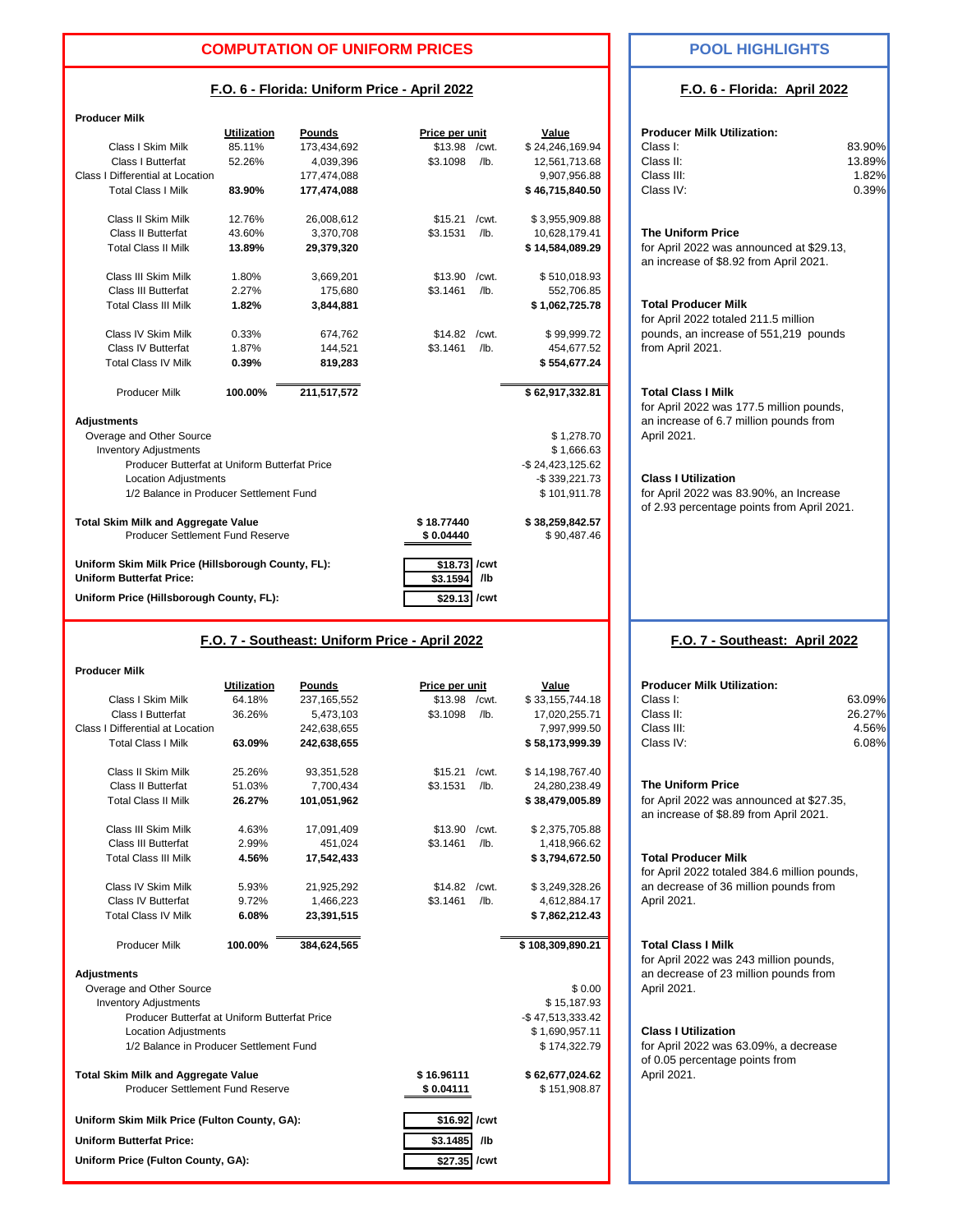## COMPUTATION OF UNIFORM PRICES

### F.O. 6 - Florida: Uniform Price - April 2022

**Producer Milk**

| | Utilization | Pounds | Price per unit | | Value |
|---|---|---|---|---|---|
| Class I Skim Milk | 85.11% | 173,434,692 | $13.98 | /cwt. | $ 24,246,169.94 |
| Class I Butterfat | 52.26% | 4,039,396 | $3.1098 | /lb. | 12,561,713.68 |
| Class I Differential at Location | | 177,474,088 | | | 9,907,956.88 |
| **Total Class I Milk** | **83.90%** | **177,474,088** | | | **$ 46,715,840.50** |
| Class II Skim Milk | 12.76% | 26,008,612 | $15.21 | /cwt. | $ 3,955,909.88 |
| Class II Butterfat | 43.60% | 3,370,708 | $3.1531 | /lb. | 10,628,179.41 |
| **Total Class II Milk** | **13.89%** | **29,379,320** | | | **$ 14,584,089.29** |
| Class III Skim Milk | 1.80% | 3,669,201 | $13.90 | /cwt. | $ 510,018.93 |
| Class III Butterfat | 2.27% | 175,680 | $3.1461 | /lb. | 552,706.85 |
| **Total Class III Milk** | **1.82%** | **3,844,881** | | | **$ 1,062,725.78** |
| Class IV Skim Milk | 0.33% | 674,762 | $14.82 | /cwt. | $ 99,999.72 |
| Class IV Butterfat | 1.87% | 144,521 | $3.1461 | /lb. | 454,677.52 |
| **Total Class IV Milk** | **0.39%** | **819,283** | | | **$ 554,677.24** |
| Producer Milk | **100.00%** | **211,517,572** | | | **$ 62,917,332.81** |

**Adjustments**

| | | |
|---|---|---|
| Overage and Other Source | | $ 1,278.70 |
| Inventory Adjustments | | $ 1,666.63 |
| Producer Butterfat at Uniform Butterfat Price | | -$ 24,423,125.62 |
| Location Adjustments | | -$ 339,221.73 |
| 1/2 Balance in Producer Settlement Fund | | $ 101,911.78 |
| **Total Skim Milk and Aggregate Value** | **$ 18.77440** | **$ 38,259,842.57** |
| Producer Settlement Fund Reserve | **$ 0.04440** | $ 90,487.46 |

**Uniform Skim Milk Price (Hillsborough County, FL):** $18.73 /cwt

**Uniform Butterfat Price:** $3.1594 /lb

**Uniform Price (Hillsborough County, FL):** $29.13 /cwt

## POOL HIGHLIGHTS

### F.O. 6 - Florida: April 2022

**Producer Milk Utilization:**

| | |
|---|---|
| Class I: | 83.90% |
| Class II: | 13.89% |
| Class III: | 1.82% |
| Class IV: | 0.39% |

**The Uniform Price**
for April 2022 was announced at $29.13, an increase of $8.92 from April 2021.

**Total Producer Milk**
for April 2022 totaled 211.5 million pounds, an increase of 551,219 pounds from April 2021.

**Total Class I Milk**
for April 2022 was 177.5 million pounds, an increase of 6.7 million pounds from April 2021.

**Class I Utilization**
for April 2022 was 83.90%, an Increase of 2.93 percentage points from April 2021.

### F.O. 7 - Southeast: Uniform Price - April 2022

**Producer Milk**

| | Utilization | Pounds | Price per unit | | Value |
|---|---|---|---|---|---|
| Class I Skim Milk | 64.18% | 237,165,552 | $13.98 | /cwt. | $ 33,155,744.18 |
| Class I Butterfat | 36.26% | 5,473,103 | $3.1098 | /lb. | 17,020,255.71 |
| Class I Differential at Location | | 242,638,655 | | | 7,997,999.50 |
| **Total Class I Milk** | **63.09%** | **242,638,655** | | | **$ 58,173,999.39** |
| Class II Skim Milk | 25.26% | 93,351,528 | $15.21 | /cwt. | $ 14,198,767.40 |
| Class II Butterfat | 51.03% | 7,700,434 | $3.1531 | /lb. | 24,280,238.49 |
| **Total Class II Milk** | **26.27%** | **101,051,962** | | | **$ 38,479,005.89** |
| Class III Skim Milk | 4.63% | 17,091,409 | $13.90 | /cwt. | $ 2,375,705.88 |
| Class III Butterfat | 2.99% | 451,024 | $3.1461 | /lb. | 1,418,966.62 |
| **Total Class III Milk** | **4.56%** | **17,542,433** | | | **$ 3,794,672.50** |
| Class IV Skim Milk | 5.93% | 21,925,292 | $14.82 | /cwt. | $ 3,249,328.26 |
| Class IV Butterfat | 9.72% | 1,466,223 | $3.1461 | /lb. | 4,612,884.17 |
| **Total Class IV Milk** | **6.08%** | **23,391,515** | | | **$ 7,862,212.43** |
| Producer Milk | **100.00%** | **384,624,565** | | | **$ 108,309,890.21** |

**Adjustments**

| | | |
|---|---|---|
| Overage and Other Source | | $ 0.00 |
| Inventory Adjustments | | $ 15,187.93 |
| Producer Butterfat at Uniform Butterfat Price | | -$ 47,513,333.42 |
| Location Adjustments | | $ 1,690,957.11 |
| 1/2 Balance in Producer Settlement Fund | | $ 174,322.79 |
| **Total Skim Milk and Aggregate Value** | **$ 16.96111** | **$ 62,677,024.62** |
| Producer Settlement Fund Reserve | **$ 0.04111** | $ 151,908.87 |

**Uniform Skim Milk Price (Fulton County, GA):** $16.92 /cwt

**Uniform Butterfat Price:** $3.1485 /lb

**Uniform Price (Fulton County, GA):** $27.35 /cwt

### F.O. 7 - Southeast: April 2022

**Producer Milk Utilization:**

| | |
|---|---|
| Class I: | 63.09% |
| Class II: | 26.27% |
| Class III: | 4.56% |
| Class IV: | 6.08% |

**The Uniform Price**
for April 2022 was announced at $27.35, an increase of $8.89 from April 2021.

**Total Producer Milk**
for April 2022 totaled 384.6 million pounds, an decrease of 36 million pounds from April 2021.

**Total Class I Milk**
for April 2022 was 243 million pounds, an decrease of 23 million pounds from April 2021.

**Class I Utilization**
for April 2022 was 63.09%, a decrease of 0.05 percentage points from April 2021.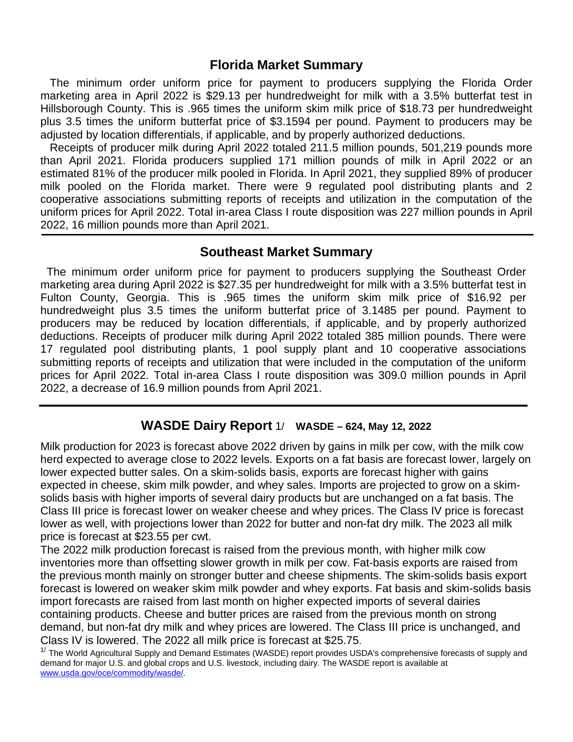## Florida Market Summary

The minimum order uniform price for payment to producers supplying the Florida Order marketing area in April 2022 is $29.13 per hundredweight for milk with a 3.5% butterfat test in Hillsborough County. This is .965 times the uniform skim milk price of $18.73 per hundredweight plus 3.5 times the uniform butterfat price of $3.1594 per pound. Payment to producers may be adjusted by location differentials, if applicable, and by properly authorized deductions.

Receipts of producer milk during April 2022 totaled 211.5 million pounds, 501,219 pounds more than April 2021. Florida producers supplied 171 million pounds of milk in April 2022 or an estimated 81% of the producer milk pooled in Florida. In April 2021, they supplied 89% of producer milk pooled on the Florida market. There were 9 regulated pool distributing plants and 2 cooperative associations submitting reports of receipts and utilization in the computation of the uniform prices for April 2022. Total in-area Class I route disposition was 227 million pounds in April 2022, 16 million pounds more than April 2021.

## Southeast Market Summary

The minimum order uniform price for payment to producers supplying the Southeast Order marketing area during April 2022 is $27.35 per hundredweight for milk with a 3.5% butterfat test in Fulton County, Georgia. This is .965 times the uniform skim milk price of $16.92 per hundredweight plus 3.5 times the uniform butterfat price of 3.1485 per pound. Payment to producers may be reduced by location differentials, if applicable, and by properly authorized deductions. Receipts of producer milk during April 2022 totaled 385 million pounds. There were 17 regulated pool distributing plants, 1 pool supply plant and 10 cooperative associations submitting reports of receipts and utilization that were included in the computation of the uniform prices for April 2022. Total in-area Class I route disposition was 309.0 million pounds in April 2022, a decrease of 16.9 million pounds from April 2021.

## WASDE Dairy Report 1/ WASDE – 624, May 12, 2022

Milk production for 2023 is forecast above 2022 driven by gains in milk per cow, with the milk cow herd expected to average close to 2022 levels. Exports on a fat basis are forecast lower, largely on lower expected butter sales. On a skim-solids basis, exports are forecast higher with gains expected in cheese, skim milk powder, and whey sales. Imports are projected to grow on a skim-solids basis with higher imports of several dairy products but are unchanged on a fat basis. The Class III price is forecast lower on weaker cheese and whey prices. The Class IV price is forecast lower as well, with projections lower than 2022 for butter and non-fat dry milk. The 2023 all milk price is forecast at $23.55 per cwt.

The 2022 milk production forecast is raised from the previous month, with higher milk cow inventories more than offsetting slower growth in milk per cow. Fat-basis exports are raised from the previous month mainly on stronger butter and cheese shipments. The skim-solids basis export forecast is lowered on weaker skim milk powder and whey exports. Fat basis and skim-solids basis import forecasts are raised from last month on higher expected imports of several dairies containing products. Cheese and butter prices are raised from the previous month on strong demand, but non-fat dry milk and whey prices are lowered. The Class III price is unchanged, and Class IV is lowered. The 2022 all milk price is forecast at $25.75.

[1/] The World Agricultural Supply and Demand Estimates (WASDE) report provides USDA's comprehensive forecasts of supply and demand for major U.S. and global crops and U.S. livestock, including dairy. The WASDE report is available at www.usda.gov/oce/commodity/wasde/.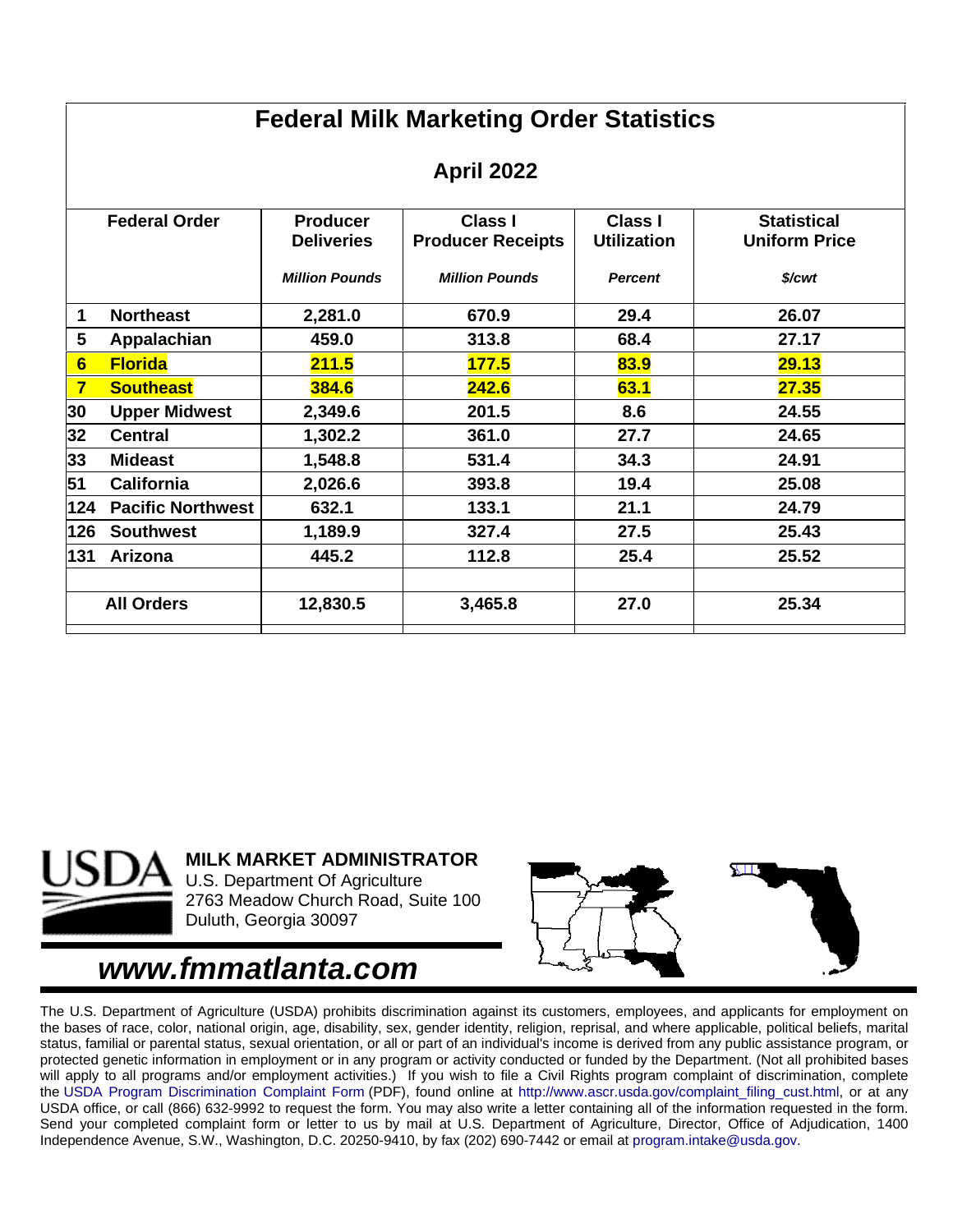# Federal Milk Marketing Order Statistics

## April 2022

| Federal Order | | Producer Deliveries | Class I Producer Receipts | Class I Utilization | Statistical Uniform Price |
|---|---|---|---|---|---|
| | | *Million Pounds* | *Million Pounds* | *Percent* | *$/cwt* |
| 1 | **Northeast** | 2,281.0 | 670.9 | 29.4 | 26.07 |
| 5 | **Appalachian** | 459.0 | 313.8 | 68.4 | 27.17 |
| 6 | **Florida** | 211.5 | 177.5 | 83.9 | 29.13 |
| 7 | **Southeast** | 384.6 | 242.6 | 63.1 | 27.35 |
| 30 | **Upper Midwest** | 2,349.6 | 201.5 | 8.6 | 24.55 |
| 32 | **Central** | 1,302.2 | 361.0 | 27.7 | 24.65 |
| 33 | **Mideast** | 1,548.8 | 531.4 | 34.3 | 24.91 |
| 51 | **California** | 2,026.6 | 393.8 | 19.4 | 25.08 |
| 124 | **Pacific Northwest** | 632.1 | 133.1 | 21.1 | 24.79 |
| 126 | **Southwest** | 1,189.9 | 327.4 | 27.5 | 25.43 |
| 131 | **Arizona** | 445.2 | 112.8 | 25.4 | 25.52 |
| | | | | | |
| | **All Orders** | 12,830.5 | 3,465.8 | 27.0 | 25.34 |

**MILK MARKET ADMINISTRATOR**
U.S. Department Of Agriculture
2763 Meadow Church Road, Suite 100
Duluth, Georgia 30097

## *www.fmmatlanta.com*

The U.S. Department of Agriculture (USDA) prohibits discrimination against its customers, employees, and applicants for employment on the bases of race, color, national origin, age, disability, sex, gender identity, religion, reprisal, and where applicable, political beliefs, marital status, familial or parental status, sexual orientation, or all or part of an individual's income is derived from any public assistance program, or protected genetic information in employment or in any program or activity conducted or funded by the Department. (Not all prohibited bases will apply to all programs and/or employment activities.) If you wish to file a Civil Rights program complaint of discrimination, complete the USDA Program Discrimination Complaint Form (PDF), found online at http://www.ascr.usda.gov/complaint_filing_cust.html, or at any USDA office, or call (866) 632-9992 to request the form. You may also write a letter containing all of the information requested in the form. Send your completed complaint form or letter to us by mail at U.S. Department of Agriculture, Director, Office of Adjudication, 1400 Independence Avenue, S.W., Washington, D.C. 20250-9410, by fax (202) 690-7442 or email at program.intake@usda.gov.